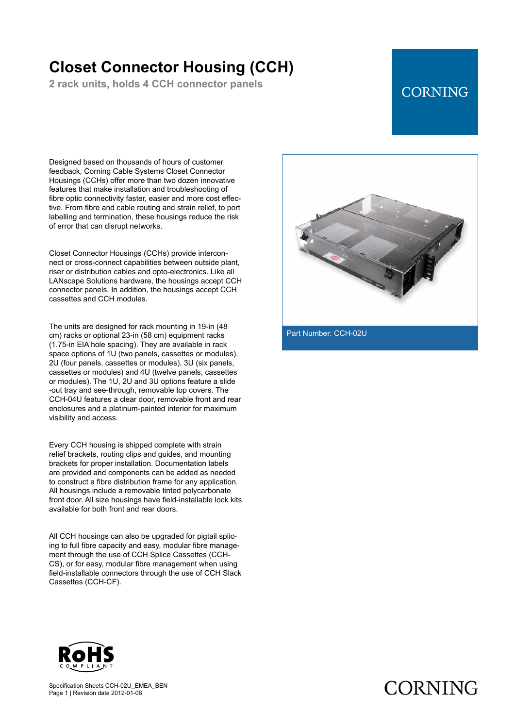# Closet Connector Housing (CCH)

## 2 rack units, holds 4 CCH connector panels

Designed based on thousands of hours of customer feedback, Corning Cable Systems Closet Connector Housings (CCHs) offer more than two dozen innovative features that make installation and troubleshooting of fibre optic connectivity faster, easier and more cost effective. From fibre and cable routing and strain relief, to port labelling and termination, these housings reduce the risk of error that can disrupt networks.

Closet Connector Housings (CCHs) provide interconnect or cross-connect capabilities between outside plant, riser or distribution cables and opto-electronics. Like all LANscape Solutions hardware, the housings accept CCH connector panels. In addition, the housings accept CCH cassettes and CCH modules.

The units are designed for rack mounting in 19-in (48 cm) racks or optional 23-in (58 cm) equipment racks (1.75-in EIA hole spacing). They are available in rack space options of 1U (two panels, cassettes or modules), 2U (four panels, cassettes or modules), 3U (six panels, cassettes or modules) and 4U (twelve panels, cassettes or modules). The 1U, 2U and 3U options feature a slide -out tray and see-through, removable top covers. The CCH-04U features a clear door, removable front and rear enclosures and a platinum-painted interior for maximum visibility and access.

Every CCH housing is shipped complete with strain relief brackets, routing clips and guides, and mounting brackets for proper installation. Documentation labels are provided and components can be added as needed to construct a fibre distribution frame for any application. All housings include a removable tinted polycarbonate front door. All size housings have field-installable lock kits available for both front and rear doors.

All CCH housings can also be upgraded for pigtail splicing to full fibre capacity and easy, modular fibre management through the use of CCH Splice Cassettes (CCH-CS), or for easy, modular fibre management when using field-installable connectors through the use of CCH Slack Cassettes (CCH-CF).

Part Number: CCH-02U

Specification Sheets CCH-02U_EMEA_BEN
Revision date 2012-01-06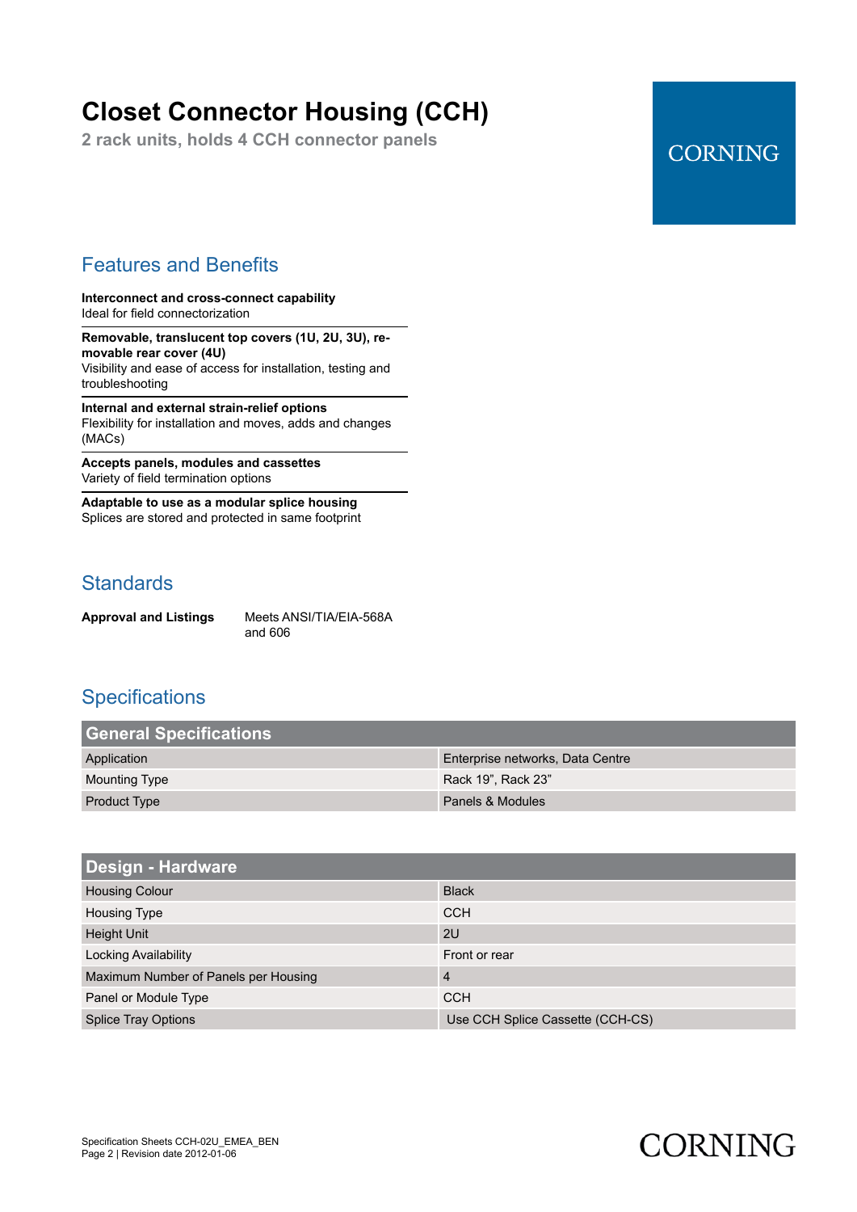# Closet Connector Housing (CCH)

**2 rack units, holds 4 CCH connector panels**

CORNING

## Features and Benefits

**Interconnect and cross-connect capability**
Ideal for field connectorization

**Removable, translucent top covers (1U, 2U, 3U), removable rear cover (4U)**
Visibility and ease of access for installation, testing and troubleshooting

**Internal and external strain-relief options**
Flexibility for installation and moves, adds and changes (MACs)

**Accepts panels, modules and cassettes**
Variety of field termination options

**Adaptable to use as a modular splice housing**
Splices are stored and protected in same footprint

## Standards

| | |
|---|---|
| **Approval and Listings** | Meets ANSI/TIA/EIA-568A and 606 |

## Specifications

| General Specifications | |
|---|---|
| Application | Enterprise networks, Data Centre |
| Mounting Type | Rack 19", Rack 23" |
| Product Type | Panels & Modules |

| Design - Hardware | |
|---|---|
| Housing Colour | Black |
| Housing Type | CCH |
| Height Unit | 2U |
| Locking Availability | Front or rear |
| Maximum Number of Panels per Housing | 4 |
| Panel or Module Type | CCH |
| Splice Tray Options | Use CCH Splice Cassette (CCH-CS) |

Specification Sheets CCH-02U_EMEA_BEN
Revision date 2012-01-06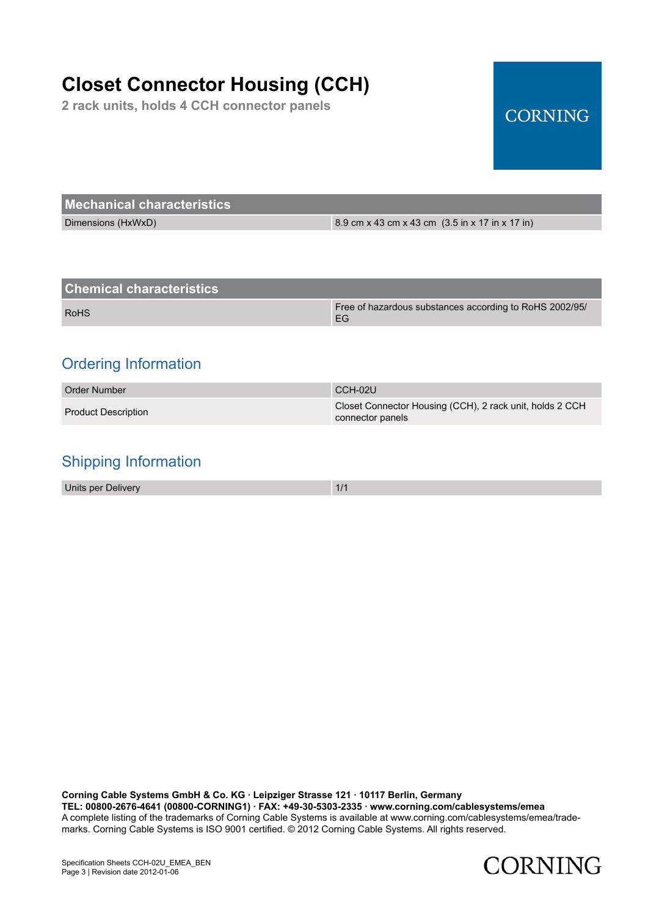# Closet Connector Housing (CCH)

**2 rack units, holds 4 CCH connector panels**

CORNING

| Mechanical characteristics | |
|---|---|
| Dimensions (HxWxD) | 8.9 cm x 43 cm x 43 cm (3.5 in x 17 in x 17 in) |

| Chemical characteristics | |
|---|---|
| RoHS | Free of hazardous substances according to RoHS 2002/95/EG |

## Ordering Information

| | |
|---|---|
| Order Number | CCH-02U |
| Product Description | Closet Connector Housing (CCH), 2 rack unit, holds 2 CCH connector panels |

## Shipping Information

| | |
|---|---|
| Units per Delivery | 1/1 |

**Corning Cable Systems GmbH & Co. KG · Leipziger Strasse 121 · 10117 Berlin, Germany**
**TEL: 00800-2676-4641 (00800-CORNING1) · FAX: +49-30-5303-2335 · www.corning.com/cablesystems/emea**
A complete listing of the trademarks of Corning Cable Systems is available at www.corning.com/cablesystems/emea/trademarks. Corning Cable Systems is ISO 9001 certified. © 2012 Corning Cable Systems. All rights reserved.

Specification Sheets CCH-02U_EMEA_BEN
Revision date 2012-01-06

CORNING